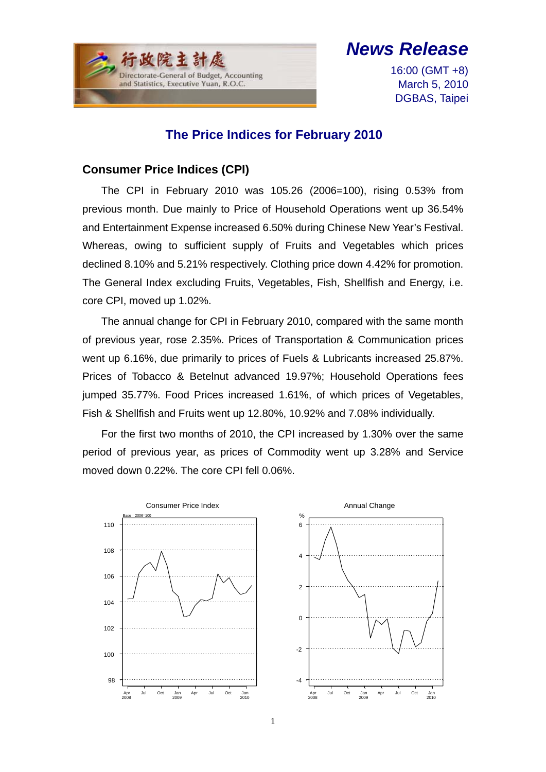行政院主計處

Directorate-General of Budget, Accounting and Statistics, Executive Yuan, R.O.C.

# News Release

16:00 (GMT +8)
March 5, 2010
DGBAS, Taipei

## The Price Indices for February 2010

### Consumer Price Indices (CPI)

The CPI in February 2010 was 105.26 (2006=100), rising 0.53% from previous month. Due mainly to Price of Household Operations went up 36.54% and Entertainment Expense increased 6.50% during Chinese New Year's Festival. Whereas, owing to sufficient supply of Fruits and Vegetables which prices declined 8.10% and 5.21% respectively. Clothing price down 4.42% for promotion. The General Index excluding Fruits, Vegetables, Fish, Shellfish and Energy, i.e. core CPI, moved up 1.02%.

The annual change for CPI in February 2010, compared with the same month of previous year, rose 2.35%. Prices of Transportation & Communication prices went up 6.16%, due primarily to prices of Fuels & Lubricants increased 25.87%. Prices of Tobacco & Betelnut advanced 19.97%; Household Operations fees jumped 35.77%. Food Prices increased 1.61%, of which prices of Vegetables, Fish & Shellfish and Fruits went up 12.80%, 10.92% and 7.08% individually.

For the first two months of 2010, the CPI increased by 1.30% over the same period of previous year, as prices of Commodity went up 3.28% and Service moved down 0.22%. The core CPI fell 0.06%.

Consumer Price Index

Annual Change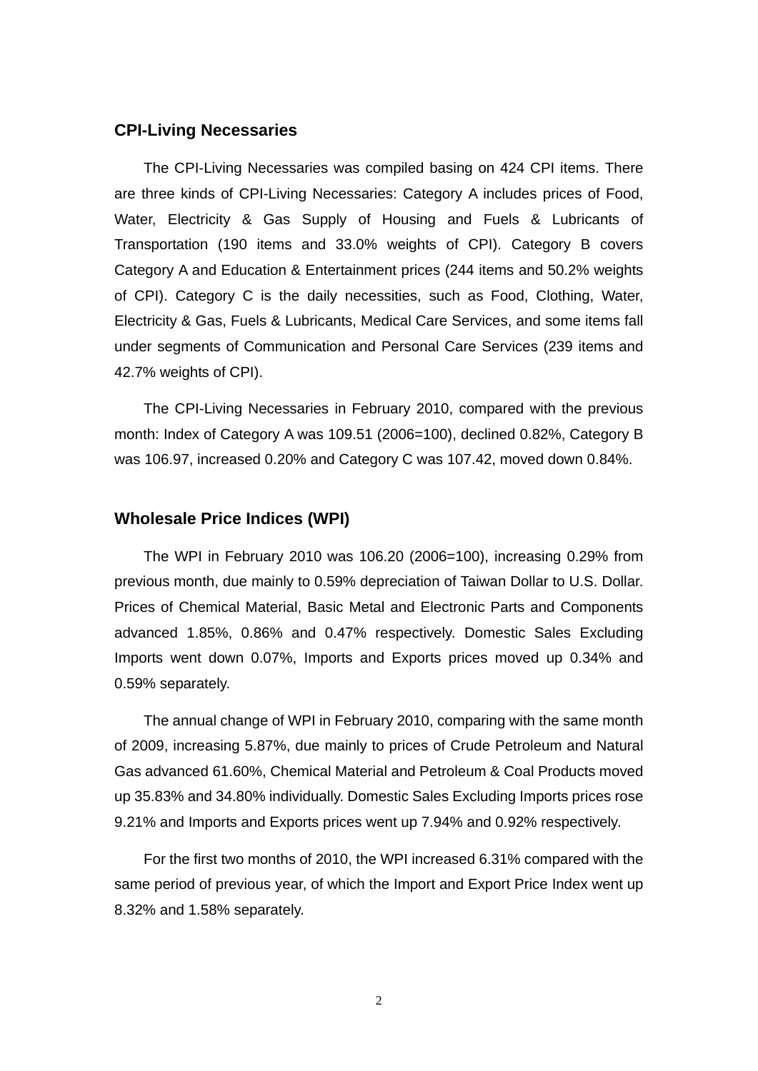## CPI-Living Necessaries

The CPI-Living Necessaries was compiled basing on 424 CPI items. There are three kinds of CPI-Living Necessaries: Category A includes prices of Food, Water, Electricity & Gas Supply of Housing and Fuels & Lubricants of Transportation (190 items and 33.0% weights of CPI). Category B covers Category A and Education & Entertainment prices (244 items and 50.2% weights of CPI). Category C is the daily necessities, such as Food, Clothing, Water, Electricity & Gas, Fuels & Lubricants, Medical Care Services, and some items fall under segments of Communication and Personal Care Services (239 items and 42.7% weights of CPI).

The CPI-Living Necessaries in February 2010, compared with the previous month: Index of Category A was 109.51 (2006=100), declined 0.82%, Category B was 106.97, increased 0.20% and Category C was 107.42, moved down 0.84%.

## Wholesale Price Indices (WPI)

The WPI in February 2010 was 106.20 (2006=100), increasing 0.29% from previous month, due mainly to 0.59% depreciation of Taiwan Dollar to U.S. Dollar. Prices of Chemical Material, Basic Metal and Electronic Parts and Components advanced 1.85%, 0.86% and 0.47% respectively. Domestic Sales Excluding Imports went down 0.07%, Imports and Exports prices moved up 0.34% and 0.59% separately.

The annual change of WPI in February 2010, comparing with the same month of 2009, increasing 5.87%, due mainly to prices of Crude Petroleum and Natural Gas advanced 61.60%, Chemical Material and Petroleum & Coal Products moved up 35.83% and 34.80% individually. Domestic Sales Excluding Imports prices rose 9.21% and Imports and Exports prices went up 7.94% and 0.92% respectively.

For the first two months of 2010, the WPI increased 6.31% compared with the same period of previous year, of which the Import and Export Price Index went up 8.32% and 1.58% separately.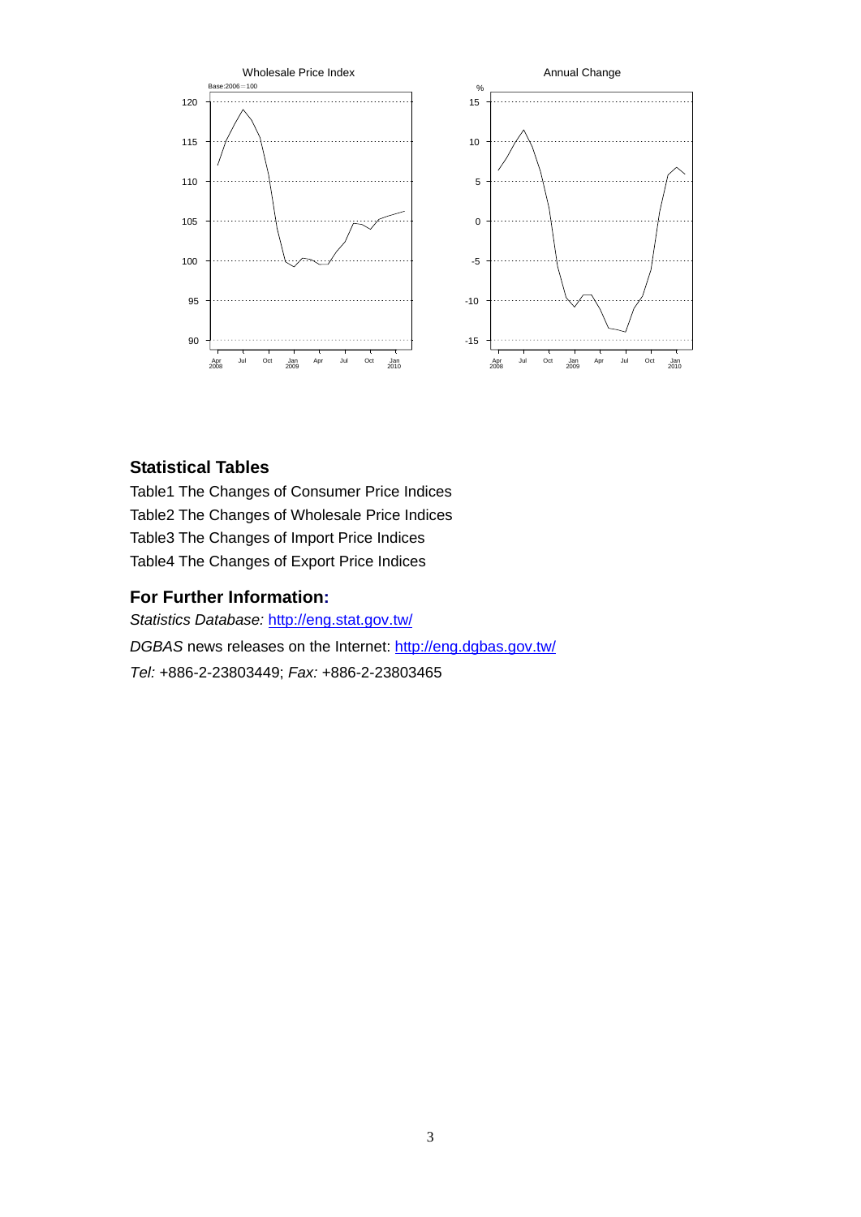Wholesale Price Index

Base:2006＝100

Annual Change

## Statistical Tables

Table1 The Changes of Consumer Price Indices

Table2 The Changes of Wholesale Price Indices

Table3 The Changes of Import Price Indices

Table4 The Changes of Export Price Indices

## For Further Information:

*Statistics Database:* http://eng.stat.gov.tw/

*DGBAS* news releases on the Internet: http://eng.dgbas.gov.tw/

*Tel:* +886-2-23803449; *Fax:* +886-2-23803465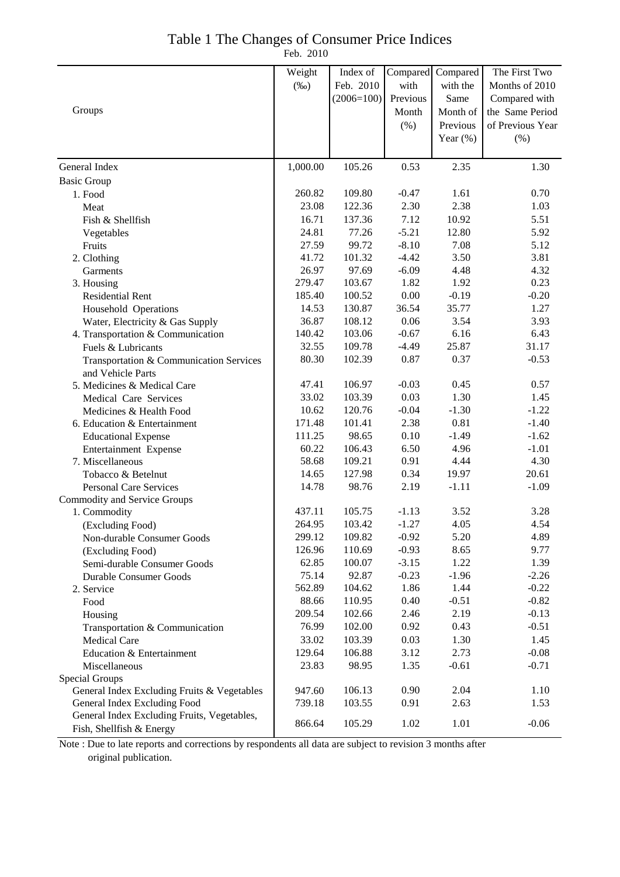# Table 1 The Changes of Consumer Price Indices

Feb. 2010

| Groups | Weight (‰) | Index of Feb. 2010 (2006=100) | Compared with Previous Month (%) | Compared with the Same Month of Previous Year (%) | The First Two Months of 2010 Compared with the Same Period of Previous Year (%) |
|---|---|---|---|---|---|
| General Index | 1,000.00 | 105.26 | 0.53 | 2.35 | 1.30 |
| Basic Group | | | | | |
| 1. Food | 260.82 | 109.80 | -0.47 | 1.61 | 0.70 |
| Meat | 23.08 | 122.36 | 2.30 | 2.38 | 1.03 |
| Fish & Shellfish | 16.71 | 137.36 | 7.12 | 10.92 | 5.51 |
| Vegetables | 24.81 | 77.26 | -5.21 | 12.80 | 5.92 |
| Fruits | 27.59 | 99.72 | -8.10 | 7.08 | 5.12 |
| 2. Clothing | 41.72 | 101.32 | -4.42 | 3.50 | 3.81 |
| Garments | 26.97 | 97.69 | -6.09 | 4.48 | 4.32 |
| 3. Housing | 279.47 | 103.67 | 1.82 | 1.92 | 0.23 |
| Residential Rent | 185.40 | 100.52 | 0.00 | -0.19 | -0.20 |
| Household Operations | 14.53 | 130.87 | 36.54 | 35.77 | 1.27 |
| Water, Electricity & Gas Supply | 36.87 | 108.12 | 0.06 | 3.54 | 3.93 |
| 4. Transportation & Communication | 140.42 | 103.06 | -0.67 | 6.16 | 6.43 |
| Fuels & Lubricants | 32.55 | 109.78 | -4.49 | 25.87 | 31.17 |
| Transportation & Communication Services and Vehicle Parts | 80.30 | 102.39 | 0.87 | 0.37 | -0.53 |
| 5. Medicines & Medical Care | 47.41 | 106.97 | -0.03 | 0.45 | 0.57 |
| Medical Care Services | 33.02 | 103.39 | 0.03 | 1.30 | 1.45 |
| Medicines & Health Food | 10.62 | 120.76 | -0.04 | -1.30 | -1.22 |
| 6. Education & Entertainment | 171.48 | 101.41 | 2.38 | 0.81 | -1.40 |
| Educational Expense | 111.25 | 98.65 | 0.10 | -1.49 | -1.62 |
| Entertainment Expense | 60.22 | 106.43 | 6.50 | 4.96 | -1.01 |
| 7. Miscellaneous | 58.68 | 109.21 | 0.91 | 4.44 | 4.30 |
| Tobacco & Betelnut | 14.65 | 127.98 | 0.34 | 19.97 | 20.61 |
| Personal Care Services | 14.78 | 98.76 | 2.19 | -1.11 | -1.09 |
| Commodity and Service Groups | | | | | |
| 1. Commodity | 437.11 | 105.75 | -1.13 | 3.52 | 3.28 |
| (Excluding Food) | 264.95 | 103.42 | -1.27 | 4.05 | 4.54 |
| Non-durable Consumer Goods | 299.12 | 109.82 | -0.92 | 5.20 | 4.89 |
| (Excluding Food) | 126.96 | 110.69 | -0.93 | 8.65 | 9.77 |
| Semi-durable Consumer Goods | 62.85 | 100.07 | -3.15 | 1.22 | 1.39 |
| Durable Consumer Goods | 75.14 | 92.87 | -0.23 | -1.96 | -2.26 |
| 2. Service | 562.89 | 104.62 | 1.86 | 1.44 | -0.22 |
| Food | 88.66 | 110.95 | 0.40 | -0.51 | -0.82 |
| Housing | 209.54 | 102.66 | 2.46 | 2.19 | -0.13 |
| Transportation & Communication | 76.99 | 102.00 | 0.92 | 0.43 | -0.51 |
| Medical Care | 33.02 | 103.39 | 0.03 | 1.30 | 1.45 |
| Education & Entertainment | 129.64 | 106.88 | 3.12 | 2.73 | -0.08 |
| Miscellaneous | 23.83 | 98.95 | 1.35 | -0.61 | -0.71 |
| Special Groups | | | | | |
| General Index Excluding Fruits & Vegetables | 947.60 | 106.13 | 0.90 | 2.04 | 1.10 |
| General Index Excluding Food | 739.18 | 103.55 | 0.91 | 2.63 | 1.53 |
| General Index Excluding Fruits, Vegetables, Fish, Shellfish & Energy | 866.64 | 105.29 | 1.02 | 1.01 | -0.06 |

Note : Due to late reports and corrections by respondents all data are subject to revision 3 months after original publication.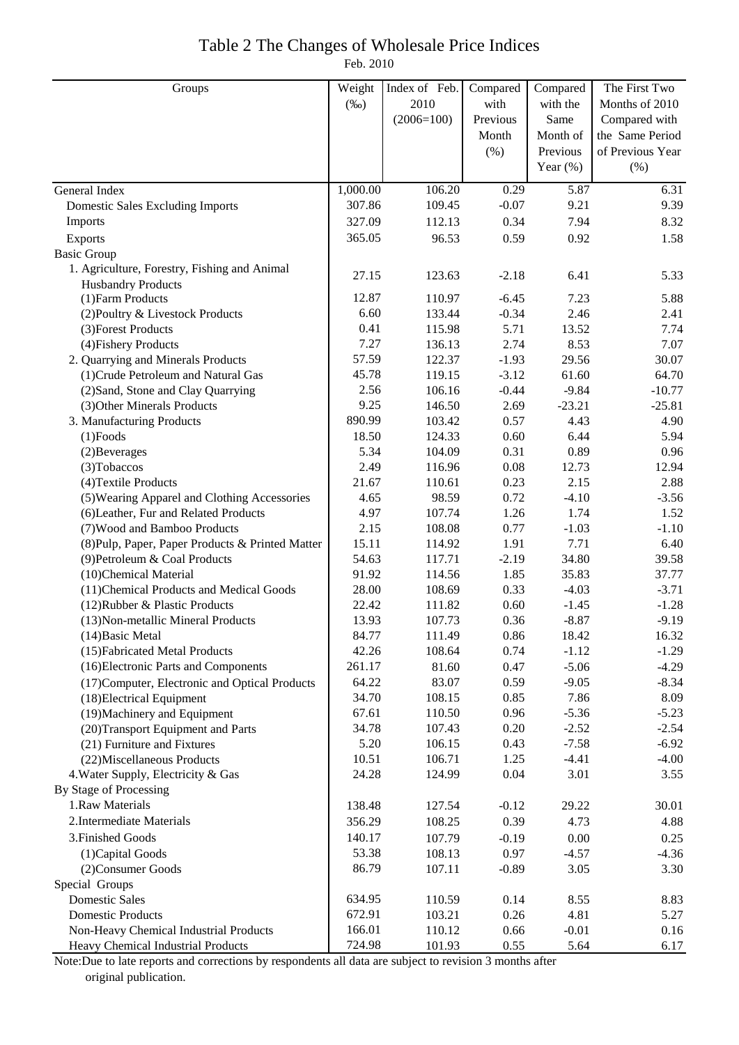# Table 2 The Changes of Wholesale Price Indices

Feb. 2010

| Groups | Weight (‰) | Index of Feb. 2010 (2006=100) | Compared with Previous Month (%) | Compared with the Same Month of Previous Year (%) | The First Two Months of 2010 Compared with the Same Period of Previous Year (%) |
|---|---|---|---|---|---|
| General Index | 1,000.00 | 106.20 | 0.29 | 5.87 | 6.31 |
| Domestic Sales Excluding Imports | 307.86 | 109.45 | -0.07 | 9.21 | 9.39 |
| Imports | 327.09 | 112.13 | 0.34 | 7.94 | 8.32 |
| Exports | 365.05 | 96.53 | 0.59 | 0.92 | 1.58 |
| Basic Group | | | | | |
| 1. Agriculture, Forestry, Fishing and Animal Husbandry Products | 27.15 | 123.63 | -2.18 | 6.41 | 5.33 |
| (1)Farm Products | 12.87 | 110.97 | -6.45 | 7.23 | 5.88 |
| (2)Poultry & Livestock Products | 6.60 | 133.44 | -0.34 | 2.46 | 2.41 |
| (3)Forest Products | 0.41 | 115.98 | 5.71 | 13.52 | 7.74 |
| (4)Fishery Products | 7.27 | 136.13 | 2.74 | 8.53 | 7.07 |
| 2. Quarrying and Minerals Products | 57.59 | 122.37 | -1.93 | 29.56 | 30.07 |
| (1)Crude Petroleum and Natural Gas | 45.78 | 119.15 | -3.12 | 61.60 | 64.70 |
| (2)Sand, Stone and Clay Quarrying | 2.56 | 106.16 | -0.44 | -9.84 | -10.77 |
| (3)Other Minerals Products | 9.25 | 146.50 | 2.69 | -23.21 | -25.81 |
| 3. Manufacturing Products | 890.99 | 103.42 | 0.57 | 4.43 | 4.90 |
| (1)Foods | 18.50 | 124.33 | 0.60 | 6.44 | 5.94 |
| (2)Beverages | 5.34 | 104.09 | 0.31 | 0.89 | 0.96 |
| (3)Tobaccos | 2.49 | 116.96 | 0.08 | 12.73 | 12.94 |
| (4)Textile Products | 21.67 | 110.61 | 0.23 | 2.15 | 2.88 |
| (5)Wearing Apparel and Clothing Accessories | 4.65 | 98.59 | 0.72 | -4.10 | -3.56 |
| (6)Leather, Fur and Related Products | 4.97 | 107.74 | 1.26 | 1.74 | 1.52 |
| (7)Wood and Bamboo Products | 2.15 | 108.08 | 0.77 | -1.03 | -1.10 |
| (8)Pulp, Paper, Paper Products & Printed Matter | 15.11 | 114.92 | 1.91 | 7.71 | 6.40 |
| (9)Petroleum & Coal Products | 54.63 | 117.71 | -2.19 | 34.80 | 39.58 |
| (10)Chemical Material | 91.92 | 114.56 | 1.85 | 35.83 | 37.77 |
| (11)Chemical Products and Medical Goods | 28.00 | 108.69 | 0.33 | -4.03 | -3.71 |
| (12)Rubber & Plastic Products | 22.42 | 111.82 | 0.60 | -1.45 | -1.28 |
| (13)Non-metallic Mineral Products | 13.93 | 107.73 | 0.36 | -8.87 | -9.19 |
| (14)Basic Metal | 84.77 | 111.49 | 0.86 | 18.42 | 16.32 |
| (15)Fabricated Metal Products | 42.26 | 108.64 | 0.74 | -1.12 | -1.29 |
| (16)Electronic Parts and Components | 261.17 | 81.60 | 0.47 | -5.06 | -4.29 |
| (17)Computer, Electronic and Optical Products | 64.22 | 83.07 | 0.59 | -9.05 | -8.34 |
| (18)Electrical Equipment | 34.70 | 108.15 | 0.85 | 7.86 | 8.09 |
| (19)Machinery and Equipment | 67.61 | 110.50 | 0.96 | -5.36 | -5.23 |
| (20)Transport Equipment and Parts | 34.78 | 107.43 | 0.20 | -2.52 | -2.54 |
| (21) Furniture and Fixtures | 5.20 | 106.15 | 0.43 | -7.58 | -6.92 |
| (22)Miscellaneous Products | 10.51 | 106.71 | 1.25 | -4.41 | -4.00 |
| 4.Water Supply, Electricity & Gas | 24.28 | 124.99 | 0.04 | 3.01 | 3.55 |
| By Stage of Processing | | | | | |
| 1.Raw Materials | 138.48 | 127.54 | -0.12 | 29.22 | 30.01 |
| 2.Intermediate Materials | 356.29 | 108.25 | 0.39 | 4.73 | 4.88 |
| 3.Finished Goods | 140.17 | 107.79 | -0.19 | 0.00 | 0.25 |
| (1)Capital Goods | 53.38 | 108.13 | 0.97 | -4.57 | -4.36 |
| (2)Consumer Goods | 86.79 | 107.11 | -0.89 | 3.05 | 3.30 |
| Special Groups | | | | | |
| Domestic Sales | 634.95 | 110.59 | 0.14 | 8.55 | 8.83 |
| Domestic Products | 672.91 | 103.21 | 0.26 | 4.81 | 5.27 |
| Non-Heavy Chemical Industrial Products | 166.01 | 110.12 | 0.66 | -0.01 | 0.16 |
| Heavy Chemical Industrial Products | 724.98 | 101.93 | 0.55 | 5.64 | 6.17 |

Note:Due to late reports and corrections by respondents all data are subject to revision 3 months after original publication.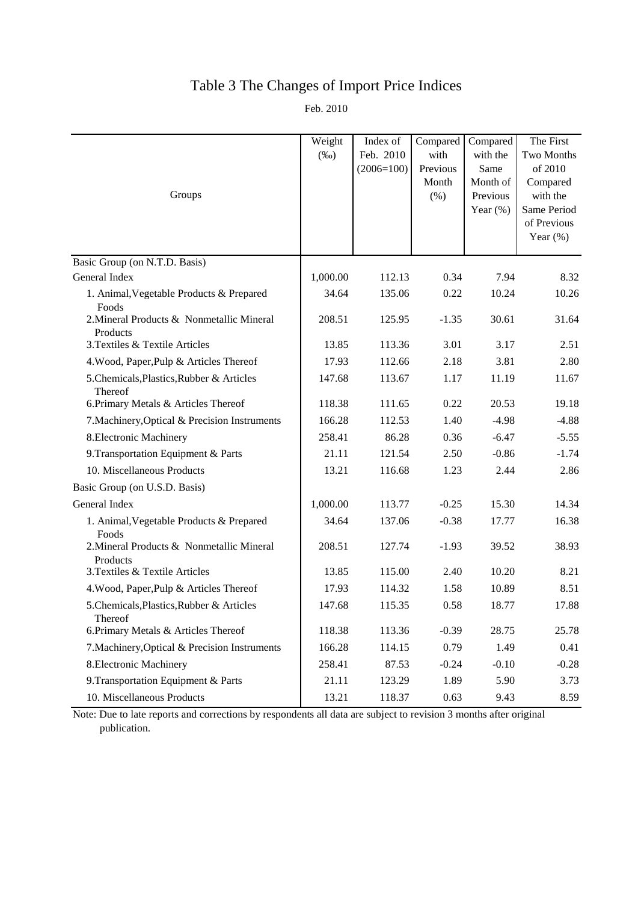# Table 3 The Changes of Import Price Indices

Feb. 2010

| Groups | Weight (‰) | Index of Feb. 2010 (2006=100) | Compared with Previous Month (%) | Compared with the Same Month of Previous Year (%) | The First Two Months of 2010 Compared with the Same Period of Previous Year (%) |
|---|---|---|---|---|---|
| Basic Group (on N.T.D. Basis) | | | | | |
| General Index | 1,000.00 | 112.13 | 0.34 | 7.94 | 8.32 |
| 1. Animal,Vegetable Products & Prepared Foods | 34.64 | 135.06 | 0.22 | 10.24 | 10.26 |
| 2.Mineral Products & Nonmetallic Mineral Products | 208.51 | 125.95 | -1.35 | 30.61 | 31.64 |
| 3.Textiles & Textile Articles | 13.85 | 113.36 | 3.01 | 3.17 | 2.51 |
| 4.Wood, Paper,Pulp & Articles Thereof | 17.93 | 112.66 | 2.18 | 3.81 | 2.80 |
| 5.Chemicals,Plastics,Rubber & Articles Thereof | 147.68 | 113.67 | 1.17 | 11.19 | 11.67 |
| 6.Primary Metals & Articles Thereof | 118.38 | 111.65 | 0.22 | 20.53 | 19.18 |
| 7.Machinery,Optical & Precision Instruments | 166.28 | 112.53 | 1.40 | -4.98 | -4.88 |
| 8.Electronic Machinery | 258.41 | 86.28 | 0.36 | -6.47 | -5.55 |
| 9.Transportation Equipment & Parts | 21.11 | 121.54 | 2.50 | -0.86 | -1.74 |
| 10. Miscellaneous Products | 13.21 | 116.68 | 1.23 | 2.44 | 2.86 |
| Basic Group (on U.S.D. Basis) | | | | | |
| General Index | 1,000.00 | 113.77 | -0.25 | 15.30 | 14.34 |
| 1. Animal,Vegetable Products & Prepared Foods | 34.64 | 137.06 | -0.38 | 17.77 | 16.38 |
| 2.Mineral Products & Nonmetallic Mineral Products | 208.51 | 127.74 | -1.93 | 39.52 | 38.93 |
| 3.Textiles & Textile Articles | 13.85 | 115.00 | 2.40 | 10.20 | 8.21 |
| 4.Wood, Paper,Pulp & Articles Thereof | 17.93 | 114.32 | 1.58 | 10.89 | 8.51 |
| 5.Chemicals,Plastics,Rubber & Articles Thereof | 147.68 | 115.35 | 0.58 | 18.77 | 17.88 |
| 6.Primary Metals & Articles Thereof | 118.38 | 113.36 | -0.39 | 28.75 | 25.78 |
| 7.Machinery,Optical & Precision Instruments | 166.28 | 114.15 | 0.79 | 1.49 | 0.41 |
| 8.Electronic Machinery | 258.41 | 87.53 | -0.24 | -0.10 | -0.28 |
| 9.Transportation Equipment & Parts | 21.11 | 123.29 | 1.89 | 5.90 | 3.73 |
| 10. Miscellaneous Products | 13.21 | 118.37 | 0.63 | 9.43 | 8.59 |

Note: Due to late reports and corrections by respondents all data are subject to revision 3 months after original publication.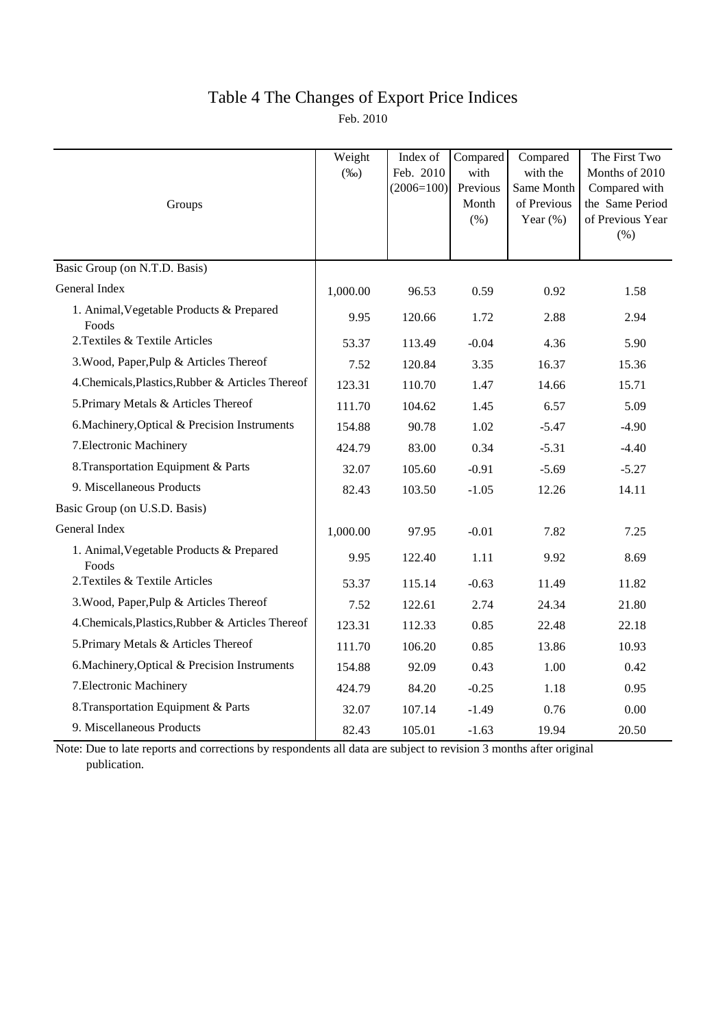# Table 4 The Changes of Export Price Indices

Feb. 2010

| Groups | Weight (‰) | Index of Feb. 2010 (2006=100) | Compared with Previous Month (%) | Compared with the Same Month of Previous Year (%) | The First Two Months of 2010 Compared with the Same Period of Previous Year (%) |
|---|---|---|---|---|---|
| Basic Group (on N.T.D. Basis) | | | | | |
| General Index | 1,000.00 | 96.53 | 0.59 | 0.92 | 1.58 |
| 1. Animal,Vegetable Products & Prepared Foods | 9.95 | 120.66 | 1.72 | 2.88 | 2.94 |
| 2.Textiles & Textile Articles | 53.37 | 113.49 | -0.04 | 4.36 | 5.90 |
| 3.Wood, Paper,Pulp & Articles Thereof | 7.52 | 120.84 | 3.35 | 16.37 | 15.36 |
| 4.Chemicals,Plastics,Rubber & Articles Thereof | 123.31 | 110.70 | 1.47 | 14.66 | 15.71 |
| 5.Primary Metals & Articles Thereof | 111.70 | 104.62 | 1.45 | 6.57 | 5.09 |
| 6.Machinery,Optical & Precision Instruments | 154.88 | 90.78 | 1.02 | -5.47 | -4.90 |
| 7.Electronic Machinery | 424.79 | 83.00 | 0.34 | -5.31 | -4.40 |
| 8.Transportation Equipment & Parts | 32.07 | 105.60 | -0.91 | -5.69 | -5.27 |
| 9. Miscellaneous Products | 82.43 | 103.50 | -1.05 | 12.26 | 14.11 |
| Basic Group (on U.S.D. Basis) | | | | | |
| General Index | 1,000.00 | 97.95 | -0.01 | 7.82 | 7.25 |
| 1. Animal,Vegetable Products & Prepared Foods | 9.95 | 122.40 | 1.11 | 9.92 | 8.69 |
| 2.Textiles & Textile Articles | 53.37 | 115.14 | -0.63 | 11.49 | 11.82 |
| 3.Wood, Paper,Pulp & Articles Thereof | 7.52 | 122.61 | 2.74 | 24.34 | 21.80 |
| 4.Chemicals,Plastics,Rubber & Articles Thereof | 123.31 | 112.33 | 0.85 | 22.48 | 22.18 |
| 5.Primary Metals & Articles Thereof | 111.70 | 106.20 | 0.85 | 13.86 | 10.93 |
| 6.Machinery,Optical & Precision Instruments | 154.88 | 92.09 | 0.43 | 1.00 | 0.42 |
| 7.Electronic Machinery | 424.79 | 84.20 | -0.25 | 1.18 | 0.95 |
| 8.Transportation Equipment & Parts | 32.07 | 107.14 | -1.49 | 0.76 | 0.00 |
| 9. Miscellaneous Products | 82.43 | 105.01 | -1.63 | 19.94 | 20.50 |

Note: Due to late reports and corrections by respondents all data are subject to revision 3 months after original publication.